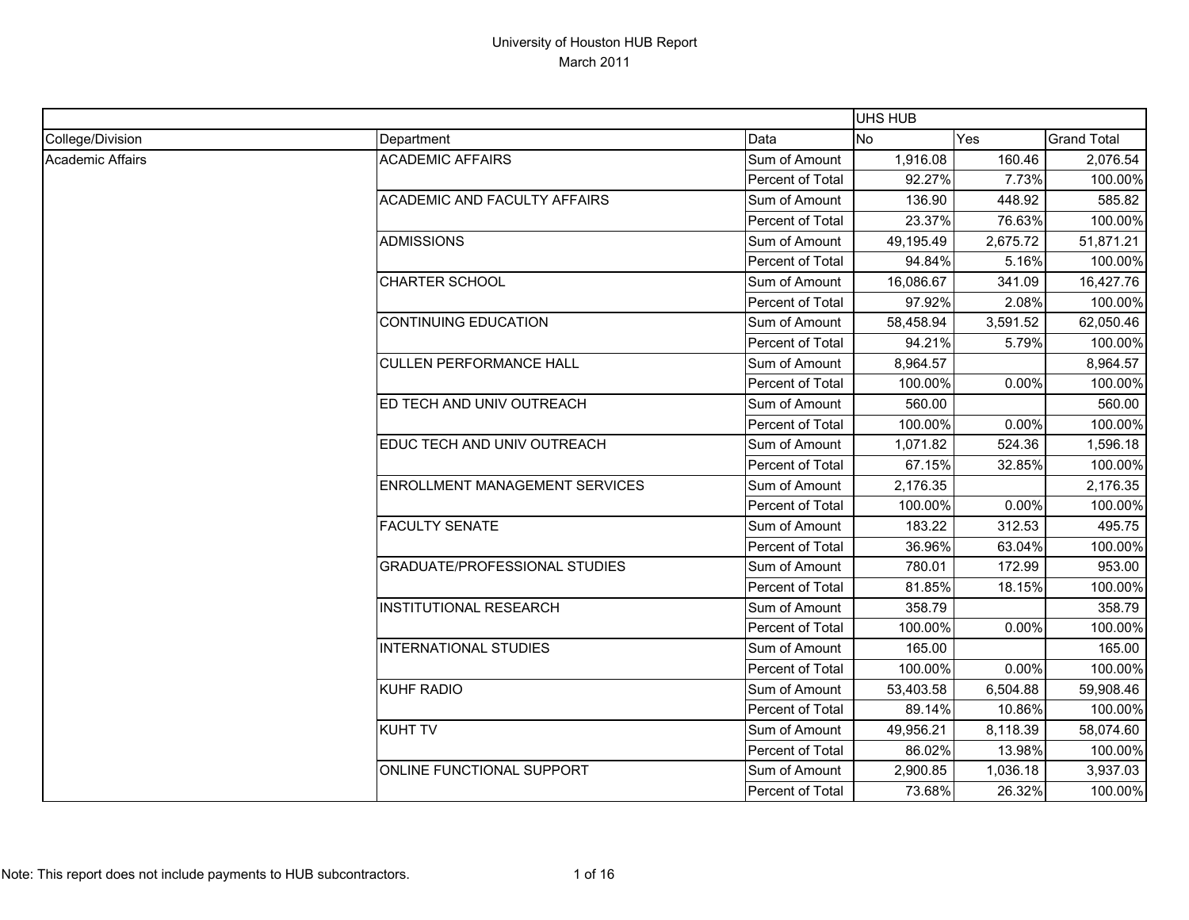# University of Houston HUB Report

March 2011

| | | | UHS HUB | | |
|---|---|---|---|---|---|
| College/Division | Department | Data | No | Yes | Grand Total |
| Academic Affairs | ACADEMIC AFFAIRS | Sum of Amount | 1,916.08 | 160.46 | 2,076.54 |
| | | Percent of Total | 92.27% | 7.73% | 100.00% |
| | ACADEMIC AND FACULTY AFFAIRS | Sum of Amount | 136.90 | 448.92 | 585.82 |
| | | Percent of Total | 23.37% | 76.63% | 100.00% |
| | ADMISSIONS | Sum of Amount | 49,195.49 | 2,675.72 | 51,871.21 |
| | | Percent of Total | 94.84% | 5.16% | 100.00% |
| | CHARTER SCHOOL | Sum of Amount | 16,086.67 | 341.09 | 16,427.76 |
| | | Percent of Total | 97.92% | 2.08% | 100.00% |
| | CONTINUING EDUCATION | Sum of Amount | 58,458.94 | 3,591.52 | 62,050.46 |
| | | Percent of Total | 94.21% | 5.79% | 100.00% |
| | CULLEN PERFORMANCE HALL | Sum of Amount | 8,964.57 | | 8,964.57 |
| | | Percent of Total | 100.00% | 0.00% | 100.00% |
| | ED TECH AND UNIV OUTREACH | Sum of Amount | 560.00 | | 560.00 |
| | | Percent of Total | 100.00% | 0.00% | 100.00% |
| | EDUC TECH AND UNIV OUTREACH | Sum of Amount | 1,071.82 | 524.36 | 1,596.18 |
| | | Percent of Total | 67.15% | 32.85% | 100.00% |
| | ENROLLMENT MANAGEMENT SERVICES | Sum of Amount | 2,176.35 | | 2,176.35 |
| | | Percent of Total | 100.00% | 0.00% | 100.00% |
| | FACULTY SENATE | Sum of Amount | 183.22 | 312.53 | 495.75 |
| | | Percent of Total | 36.96% | 63.04% | 100.00% |
| | GRADUATE/PROFESSIONAL STUDIES | Sum of Amount | 780.01 | 172.99 | 953.00 |
| | | Percent of Total | 81.85% | 18.15% | 100.00% |
| | INSTITUTIONAL RESEARCH | Sum of Amount | 358.79 | | 358.79 |
| | | Percent of Total | 100.00% | 0.00% | 100.00% |
| | INTERNATIONAL STUDIES | Sum of Amount | 165.00 | | 165.00 |
| | | Percent of Total | 100.00% | 0.00% | 100.00% |
| | KUHF RADIO | Sum of Amount | 53,403.58 | 6,504.88 | 59,908.46 |
| | | Percent of Total | 89.14% | 10.86% | 100.00% |
| | KUHT TV | Sum of Amount | 49,956.21 | 8,118.39 | 58,074.60 |
| | | Percent of Total | 86.02% | 13.98% | 100.00% |
| | ONLINE FUNCTIONAL SUPPORT | Sum of Amount | 2,900.85 | 1,036.18 | 3,937.03 |
| | | Percent of Total | 73.68% | 26.32% | 100.00% |

Note: This report does not include payments to HUB subcontractors.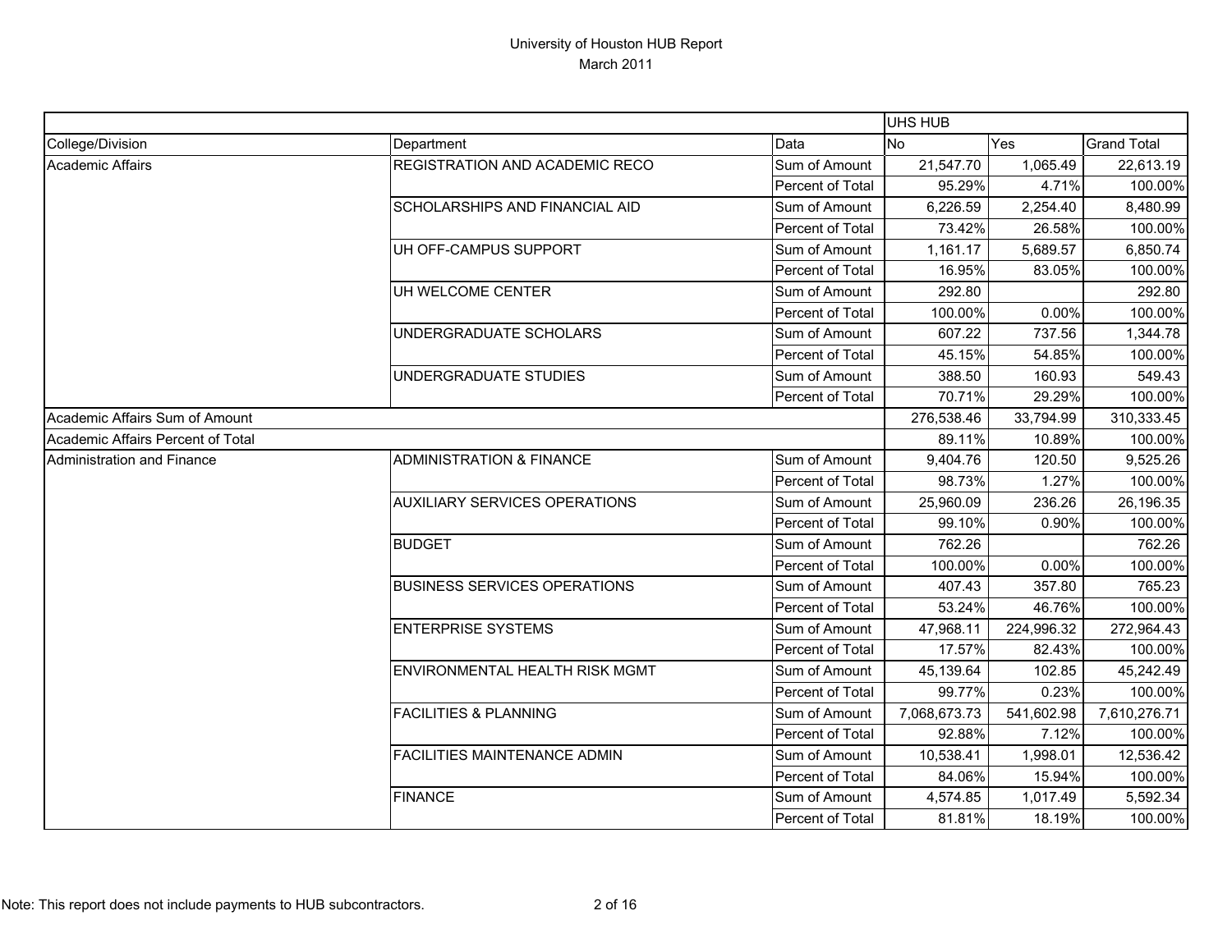# University of Houston HUB Report

March 2011

| | | | UHS HUB | | |
|---|---|---|---|---|---|
| College/Division | Department | Data | No | Yes | Grand Total |
| Academic Affairs | REGISTRATION AND ACADEMIC RECO | Sum of Amount | 21,547.70 | 1,065.49 | 22,613.19 |
| | | Percent of Total | 95.29% | 4.71% | 100.00% |
| | SCHOLARSHIPS AND FINANCIAL AID | Sum of Amount | 6,226.59 | 2,254.40 | 8,480.99 |
| | | Percent of Total | 73.42% | 26.58% | 100.00% |
| | UH OFF-CAMPUS SUPPORT | Sum of Amount | 1,161.17 | 5,689.57 | 6,850.74 |
| | | Percent of Total | 16.95% | 83.05% | 100.00% |
| | UH WELCOME CENTER | Sum of Amount | 292.80 | | 292.80 |
| | | Percent of Total | 100.00% | 0.00% | 100.00% |
| | UNDERGRADUATE SCHOLARS | Sum of Amount | 607.22 | 737.56 | 1,344.78 |
| | | Percent of Total | 45.15% | 54.85% | 100.00% |
| | UNDERGRADUATE STUDIES | Sum of Amount | 388.50 | 160.93 | 549.43 |
| | | Percent of Total | 70.71% | 29.29% | 100.00% |
| Academic Affairs Sum of Amount | | | 276,538.46 | 33,794.99 | 310,333.45 |
| Academic Affairs Percent of Total | | | 89.11% | 10.89% | 100.00% |
| Administration and Finance | ADMINISTRATION & FINANCE | Sum of Amount | 9,404.76 | 120.50 | 9,525.26 |
| | | Percent of Total | 98.73% | 1.27% | 100.00% |
| | AUXILIARY SERVICES OPERATIONS | Sum of Amount | 25,960.09 | 236.26 | 26,196.35 |
| | | Percent of Total | 99.10% | 0.90% | 100.00% |
| | BUDGET | Sum of Amount | 762.26 | | 762.26 |
| | | Percent of Total | 100.00% | 0.00% | 100.00% |
| | BUSINESS SERVICES OPERATIONS | Sum of Amount | 407.43 | 357.80 | 765.23 |
| | | Percent of Total | 53.24% | 46.76% | 100.00% |
| | ENTERPRISE SYSTEMS | Sum of Amount | 47,968.11 | 224,996.32 | 272,964.43 |
| | | Percent of Total | 17.57% | 82.43% | 100.00% |
| | ENVIRONMENTAL HEALTH RISK MGMT | Sum of Amount | 45,139.64 | 102.85 | 45,242.49 |
| | | Percent of Total | 99.77% | 0.23% | 100.00% |
| | FACILITIES & PLANNING | Sum of Amount | 7,068,673.73 | 541,602.98 | 7,610,276.71 |
| | | Percent of Total | 92.88% | 7.12% | 100.00% |
| | FACILITIES MAINTENANCE ADMIN | Sum of Amount | 10,538.41 | 1,998.01 | 12,536.42 |
| | | Percent of Total | 84.06% | 15.94% | 100.00% |
| | FINANCE | Sum of Amount | 4,574.85 | 1,017.49 | 5,592.34 |
| | | Percent of Total | 81.81% | 18.19% | 100.00% |

Note: This report does not include payments to HUB subcontractors.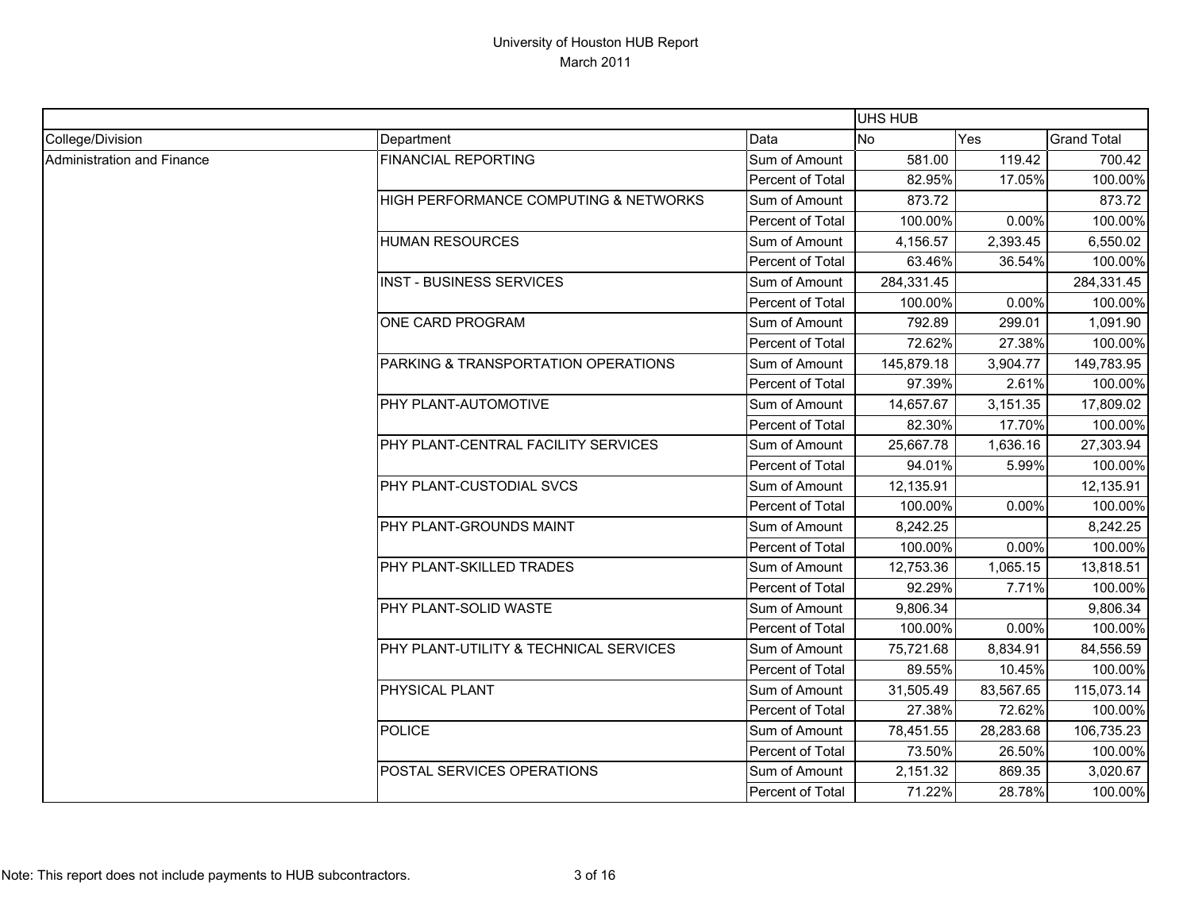# University of Houston HUB Report
## March 2011

| | | | UHS HUB | | |
|---|---|---|---|---|---|
| College/Division | Department | Data | No | Yes | Grand Total |
| Administration and Finance | FINANCIAL REPORTING | Sum of Amount | 581.00 | 119.42 | 700.42 |
| | | Percent of Total | 82.95% | 17.05% | 100.00% |
| | HIGH PERFORMANCE COMPUTING & NETWORKS | Sum of Amount | 873.72 | | 873.72 |
| | | Percent of Total | 100.00% | 0.00% | 100.00% |
| | HUMAN RESOURCES | Sum of Amount | 4,156.57 | 2,393.45 | 6,550.02 |
| | | Percent of Total | 63.46% | 36.54% | 100.00% |
| | INST - BUSINESS SERVICES | Sum of Amount | 284,331.45 | | 284,331.45 |
| | | Percent of Total | 100.00% | 0.00% | 100.00% |
| | ONE CARD PROGRAM | Sum of Amount | 792.89 | 299.01 | 1,091.90 |
| | | Percent of Total | 72.62% | 27.38% | 100.00% |
| | PARKING & TRANSPORTATION OPERATIONS | Sum of Amount | 145,879.18 | 3,904.77 | 149,783.95 |
| | | Percent of Total | 97.39% | 2.61% | 100.00% |
| | PHY PLANT-AUTOMOTIVE | Sum of Amount | 14,657.67 | 3,151.35 | 17,809.02 |
| | | Percent of Total | 82.30% | 17.70% | 100.00% |
| | PHY PLANT-CENTRAL FACILITY SERVICES | Sum of Amount | 25,667.78 | 1,636.16 | 27,303.94 |
| | | Percent of Total | 94.01% | 5.99% | 100.00% |
| | PHY PLANT-CUSTODIAL SVCS | Sum of Amount | 12,135.91 | | 12,135.91 |
| | | Percent of Total | 100.00% | 0.00% | 100.00% |
| | PHY PLANT-GROUNDS MAINT | Sum of Amount | 8,242.25 | | 8,242.25 |
| | | Percent of Total | 100.00% | 0.00% | 100.00% |
| | PHY PLANT-SKILLED TRADES | Sum of Amount | 12,753.36 | 1,065.15 | 13,818.51 |
| | | Percent of Total | 92.29% | 7.71% | 100.00% |
| | PHY PLANT-SOLID WASTE | Sum of Amount | 9,806.34 | | 9,806.34 |
| | | Percent of Total | 100.00% | 0.00% | 100.00% |
| | PHY PLANT-UTILITY & TECHNICAL SERVICES | Sum of Amount | 75,721.68 | 8,834.91 | 84,556.59 |
| | | Percent of Total | 89.55% | 10.45% | 100.00% |
| | PHYSICAL PLANT | Sum of Amount | 31,505.49 | 83,567.65 | 115,073.14 |
| | | Percent of Total | 27.38% | 72.62% | 100.00% |
| | POLICE | Sum of Amount | 78,451.55 | 28,283.68 | 106,735.23 |
| | | Percent of Total | 73.50% | 26.50% | 100.00% |
| | POSTAL SERVICES OPERATIONS | Sum of Amount | 2,151.32 | 869.35 | 3,020.67 |
| | | Percent of Total | 71.22% | 28.78% | 100.00% |

Note: This report does not include payments to HUB subcontractors.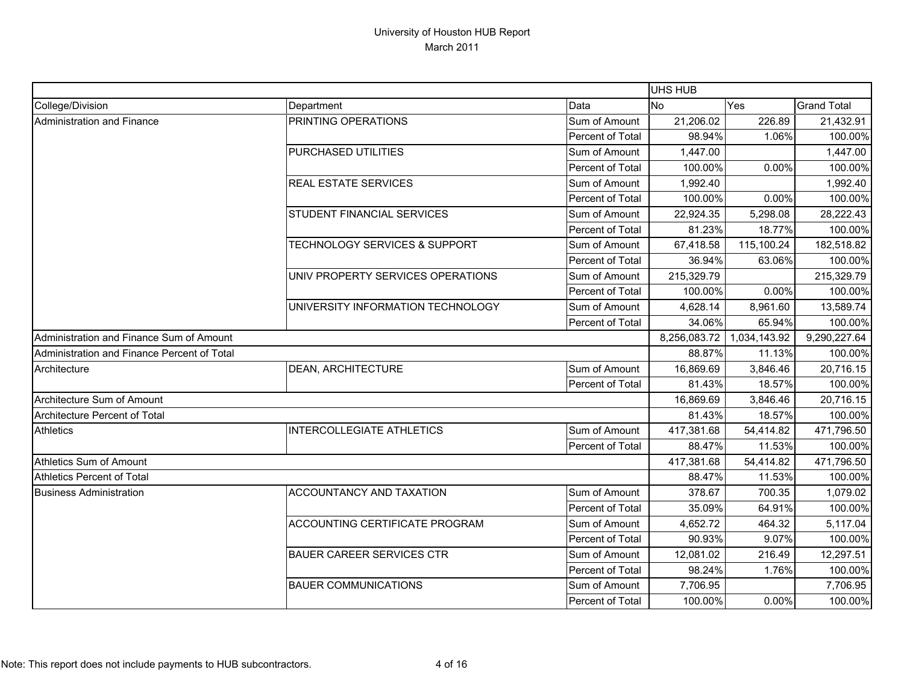# University of Houston HUB Report
March 2011

| | | | UHS HUB | | |
|---|---|---|---|---|---|
| College/Division | Department | Data | No | Yes | Grand Total |
| Administration and Finance | PRINTING OPERATIONS | Sum of Amount | 21,206.02 | 226.89 | 21,432.91 |
| | | Percent of Total | 98.94% | 1.06% | 100.00% |
| | PURCHASED UTILITIES | Sum of Amount | 1,447.00 | | 1,447.00 |
| | | Percent of Total | 100.00% | 0.00% | 100.00% |
| | REAL ESTATE SERVICES | Sum of Amount | 1,992.40 | | 1,992.40 |
| | | Percent of Total | 100.00% | 0.00% | 100.00% |
| | STUDENT FINANCIAL SERVICES | Sum of Amount | 22,924.35 | 5,298.08 | 28,222.43 |
| | | Percent of Total | 81.23% | 18.77% | 100.00% |
| | TECHNOLOGY SERVICES & SUPPORT | Sum of Amount | 67,418.58 | 115,100.24 | 182,518.82 |
| | | Percent of Total | 36.94% | 63.06% | 100.00% |
| | UNIV PROPERTY SERVICES OPERATIONS | Sum of Amount | 215,329.79 | | 215,329.79 |
| | | Percent of Total | 100.00% | 0.00% | 100.00% |
| | UNIVERSITY INFORMATION TECHNOLOGY | Sum of Amount | 4,628.14 | 8,961.60 | 13,589.74 |
| | | Percent of Total | 34.06% | 65.94% | 100.00% |
| Administration and Finance Sum of Amount | | | 8,256,083.72 | 1,034,143.92 | 9,290,227.64 |
| Administration and Finance Percent of Total | | | 88.87% | 11.13% | 100.00% |
| Architecture | DEAN, ARCHITECTURE | Sum of Amount | 16,869.69 | 3,846.46 | 20,716.15 |
| | | Percent of Total | 81.43% | 18.57% | 100.00% |
| Architecture Sum of Amount | | | 16,869.69 | 3,846.46 | 20,716.15 |
| Architecture Percent of Total | | | 81.43% | 18.57% | 100.00% |
| Athletics | INTERCOLLEGIATE ATHLETICS | Sum of Amount | 417,381.68 | 54,414.82 | 471,796.50 |
| | | Percent of Total | 88.47% | 11.53% | 100.00% |
| Athletics Sum of Amount | | | 417,381.68 | 54,414.82 | 471,796.50 |
| Athletics Percent of Total | | | 88.47% | 11.53% | 100.00% |
| Business Administration | ACCOUNTANCY AND TAXATION | Sum of Amount | 378.67 | 700.35 | 1,079.02 |
| | | Percent of Total | 35.09% | 64.91% | 100.00% |
| | ACCOUNTING CERTIFICATE PROGRAM | Sum of Amount | 4,652.72 | 464.32 | 5,117.04 |
| | | Percent of Total | 90.93% | 9.07% | 100.00% |
| | BAUER CAREER SERVICES CTR | Sum of Amount | 12,081.02 | 216.49 | 12,297.51 |
| | | Percent of Total | 98.24% | 1.76% | 100.00% |
| | BAUER COMMUNICATIONS | Sum of Amount | 7,706.95 | | 7,706.95 |
| | | Percent of Total | 100.00% | 0.00% | 100.00% |

Note: This report does not include payments to HUB subcontractors.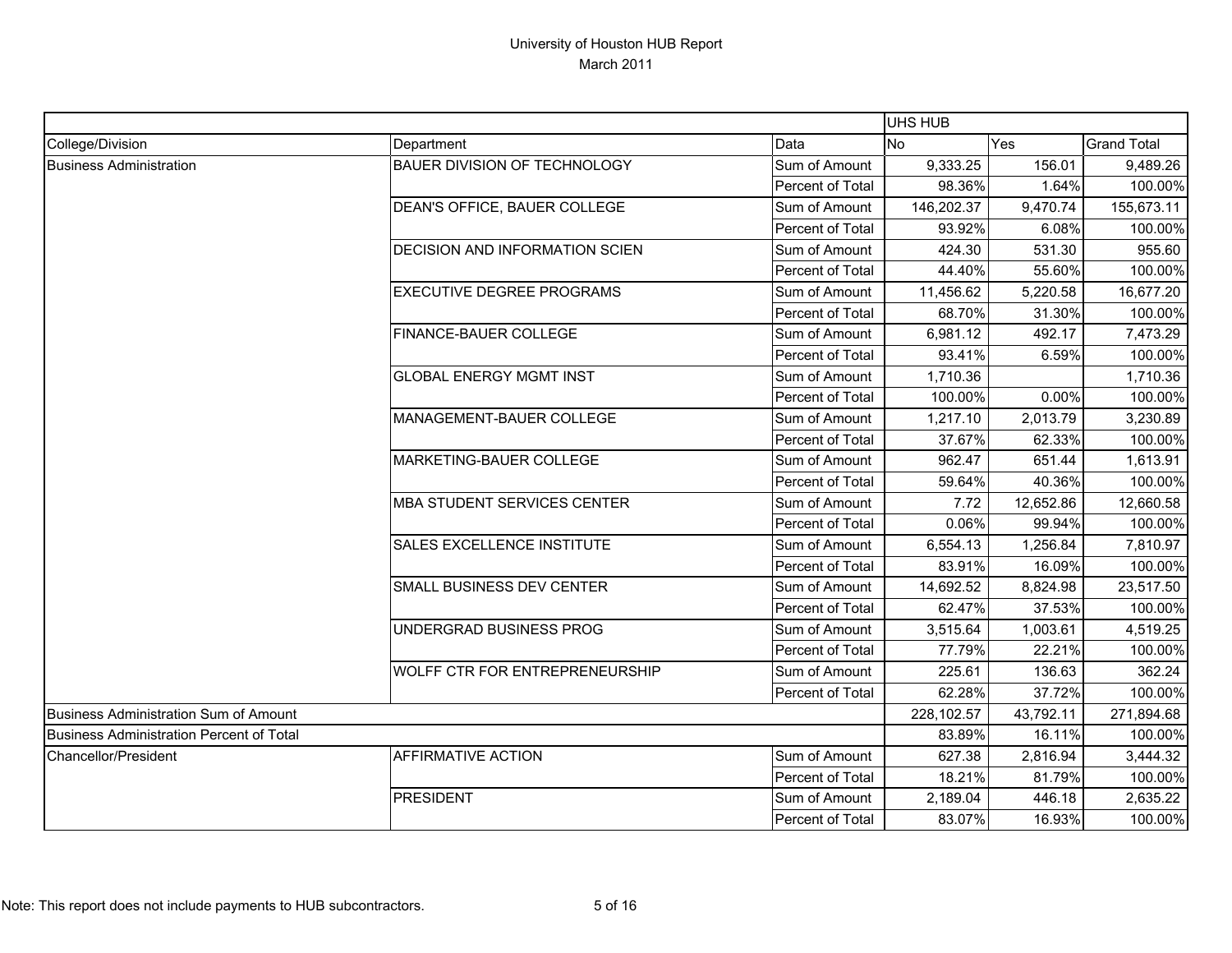# University of Houston HUB Report

March 2011

| | | | UHS HUB | | |
|---|---|---|---|---|---|
| College/Division | Department | Data | No | Yes | Grand Total |
| Business Administration | BAUER DIVISION OF TECHNOLOGY | Sum of Amount | 9,333.25 | 156.01 | 9,489.26 |
| | | Percent of Total | 98.36% | 1.64% | 100.00% |
| | DEAN'S OFFICE, BAUER COLLEGE | Sum of Amount | 146,202.37 | 9,470.74 | 155,673.11 |
| | | Percent of Total | 93.92% | 6.08% | 100.00% |
| | DECISION AND INFORMATION SCIEN | Sum of Amount | 424.30 | 531.30 | 955.60 |
| | | Percent of Total | 44.40% | 55.60% | 100.00% |
| | EXECUTIVE DEGREE PROGRAMS | Sum of Amount | 11,456.62 | 5,220.58 | 16,677.20 |
| | | Percent of Total | 68.70% | 31.30% | 100.00% |
| | FINANCE-BAUER COLLEGE | Sum of Amount | 6,981.12 | 492.17 | 7,473.29 |
| | | Percent of Total | 93.41% | 6.59% | 100.00% |
| | GLOBAL ENERGY MGMT INST | Sum of Amount | 1,710.36 | | 1,710.36 |
| | | Percent of Total | 100.00% | 0.00% | 100.00% |
| | MANAGEMENT-BAUER COLLEGE | Sum of Amount | 1,217.10 | 2,013.79 | 3,230.89 |
| | | Percent of Total | 37.67% | 62.33% | 100.00% |
| | MARKETING-BAUER COLLEGE | Sum of Amount | 962.47 | 651.44 | 1,613.91 |
| | | Percent of Total | 59.64% | 40.36% | 100.00% |
| | MBA STUDENT SERVICES CENTER | Sum of Amount | 7.72 | 12,652.86 | 12,660.58 |
| | | Percent of Total | 0.06% | 99.94% | 100.00% |
| | SALES EXCELLENCE INSTITUTE | Sum of Amount | 6,554.13 | 1,256.84 | 7,810.97 |
| | | Percent of Total | 83.91% | 16.09% | 100.00% |
| | SMALL BUSINESS DEV CENTER | Sum of Amount | 14,692.52 | 8,824.98 | 23,517.50 |
| | | Percent of Total | 62.47% | 37.53% | 100.00% |
| | UNDERGRAD BUSINESS PROG | Sum of Amount | 3,515.64 | 1,003.61 | 4,519.25 |
| | | Percent of Total | 77.79% | 22.21% | 100.00% |
| | WOLFF CTR FOR ENTREPRENEURSHIP | Sum of Amount | 225.61 | 136.63 | 362.24 |
| | | Percent of Total | 62.28% | 37.72% | 100.00% |
| Business Administration Sum of Amount | | | 228,102.57 | 43,792.11 | 271,894.68 |
| Business Administration Percent of Total | | | 83.89% | 16.11% | 100.00% |
| Chancellor/President | AFFIRMATIVE ACTION | Sum of Amount | 627.38 | 2,816.94 | 3,444.32 |
| | | Percent of Total | 18.21% | 81.79% | 100.00% |
| | PRESIDENT | Sum of Amount | 2,189.04 | 446.18 | 2,635.22 |
| | | Percent of Total | 83.07% | 16.93% | 100.00% |

Note: This report does not include payments to HUB subcontractors.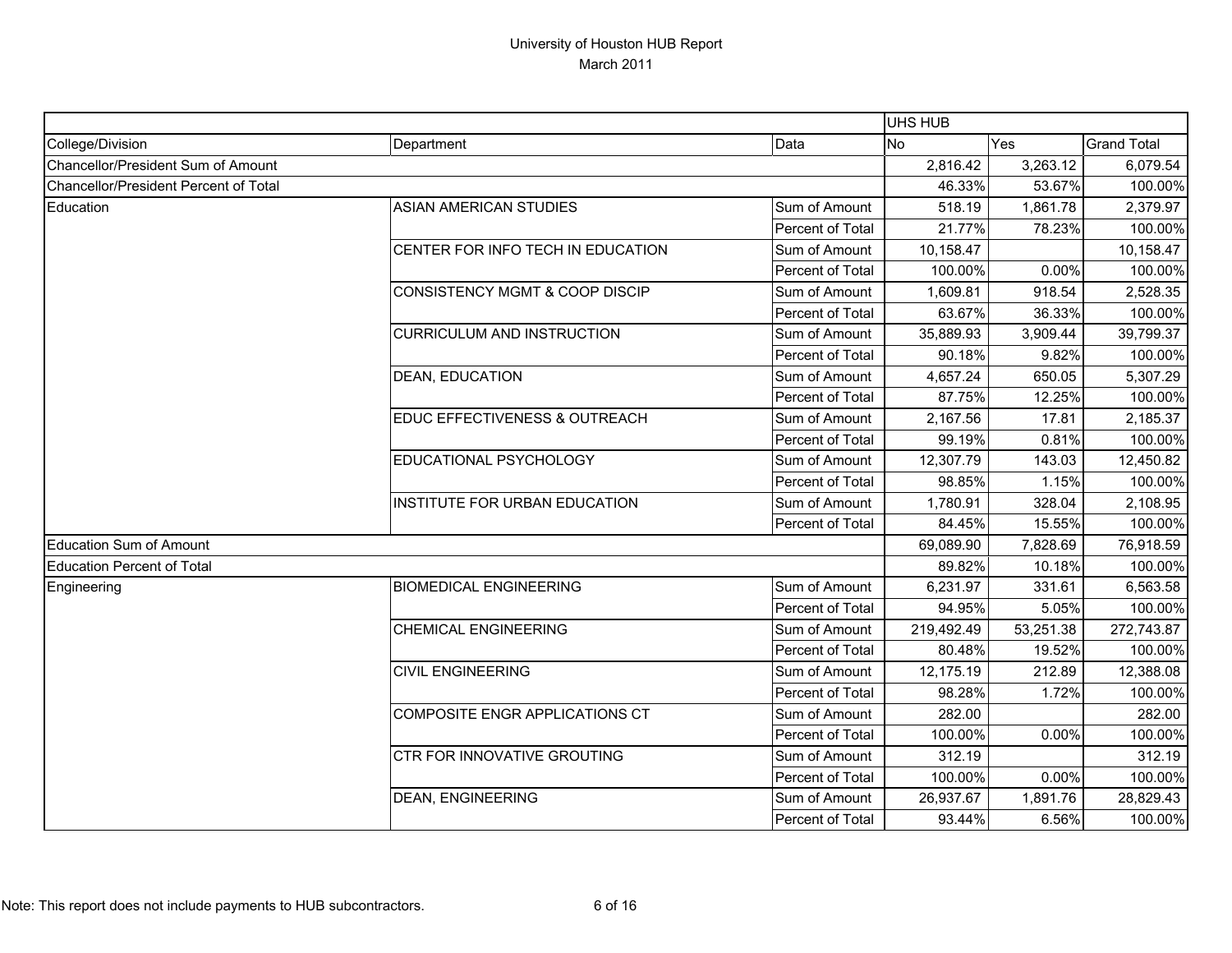# University of Houston HUB Report

March 2011

| | | | UHS HUB | | |
|---|---|---|---|---|---|
| College/Division | Department | Data | No | Yes | Grand Total |
| Chancellor/President Sum of Amount | | | 2,816.42 | 3,263.12 | 6,079.54 |
| Chancellor/President Percent of Total | | | 46.33% | 53.67% | 100.00% |
| Education | ASIAN AMERICAN STUDIES | Sum of Amount | 518.19 | 1,861.78 | 2,379.97 |
| | | Percent of Total | 21.77% | 78.23% | 100.00% |
| | CENTER FOR INFO TECH IN EDUCATION | Sum of Amount | 10,158.47 | | 10,158.47 |
| | | Percent of Total | 100.00% | 0.00% | 100.00% |
| | CONSISTENCY MGMT & COOP DISCIP | Sum of Amount | 1,609.81 | 918.54 | 2,528.35 |
| | | Percent of Total | 63.67% | 36.33% | 100.00% |
| | CURRICULUM AND INSTRUCTION | Sum of Amount | 35,889.93 | 3,909.44 | 39,799.37 |
| | | Percent of Total | 90.18% | 9.82% | 100.00% |
| | DEAN, EDUCATION | Sum of Amount | 4,657.24 | 650.05 | 5,307.29 |
| | | Percent of Total | 87.75% | 12.25% | 100.00% |
| | EDUC EFFECTIVENESS & OUTREACH | Sum of Amount | 2,167.56 | 17.81 | 2,185.37 |
| | | Percent of Total | 99.19% | 0.81% | 100.00% |
| | EDUCATIONAL PSYCHOLOGY | Sum of Amount | 12,307.79 | 143.03 | 12,450.82 |
| | | Percent of Total | 98.85% | 1.15% | 100.00% |
| | INSTITUTE FOR URBAN EDUCATION | Sum of Amount | 1,780.91 | 328.04 | 2,108.95 |
| | | Percent of Total | 84.45% | 15.55% | 100.00% |
| Education Sum of Amount | | | 69,089.90 | 7,828.69 | 76,918.59 |
| Education Percent of Total | | | 89.82% | 10.18% | 100.00% |
| Engineering | BIOMEDICAL ENGINEERING | Sum of Amount | 6,231.97 | 331.61 | 6,563.58 |
| | | Percent of Total | 94.95% | 5.05% | 100.00% |
| | CHEMICAL ENGINEERING | Sum of Amount | 219,492.49 | 53,251.38 | 272,743.87 |
| | | Percent of Total | 80.48% | 19.52% | 100.00% |
| | CIVIL ENGINEERING | Sum of Amount | 12,175.19 | 212.89 | 12,388.08 |
| | | Percent of Total | 98.28% | 1.72% | 100.00% |
| | COMPOSITE ENGR APPLICATIONS CT | Sum of Amount | 282.00 | | 282.00 |
| | | Percent of Total | 100.00% | 0.00% | 100.00% |
| | CTR FOR INNOVATIVE GROUTING | Sum of Amount | 312.19 | | 312.19 |
| | | Percent of Total | 100.00% | 0.00% | 100.00% |
| | DEAN, ENGINEERING | Sum of Amount | 26,937.67 | 1,891.76 | 28,829.43 |
| | | Percent of Total | 93.44% | 6.56% | 100.00% |

Note: This report does not include payments to HUB subcontractors.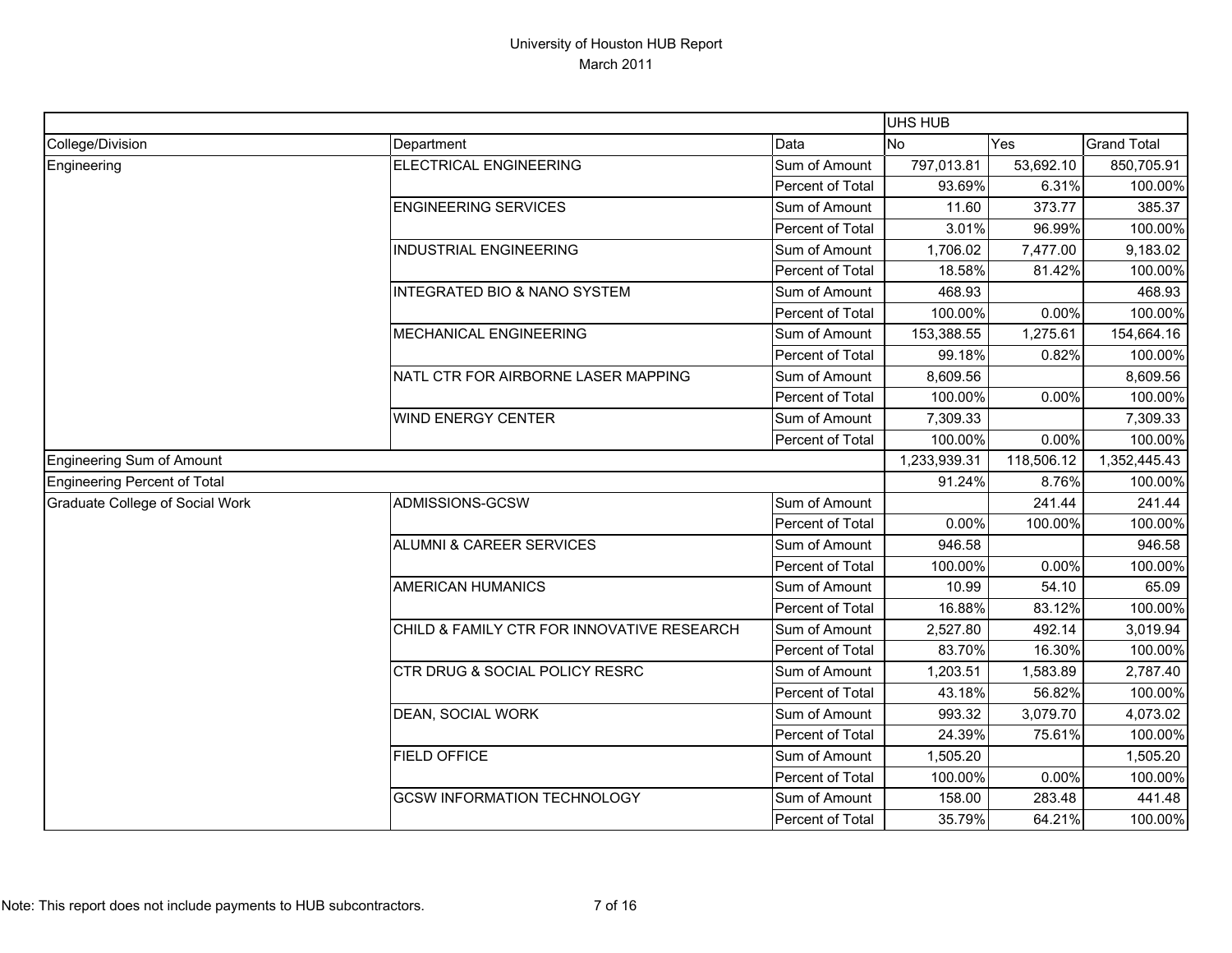# University of Houston HUB Report

March 2011

| | | | UHS HUB | | |
|---|---|---|---|---|---|
| College/Division | Department | Data | No | Yes | Grand Total |
| Engineering | ELECTRICAL ENGINEERING | Sum of Amount | 797,013.81 | 53,692.10 | 850,705.91 |
| | | Percent of Total | 93.69% | 6.31% | 100.00% |
| | ENGINEERING SERVICES | Sum of Amount | 11.60 | 373.77 | 385.37 |
| | | Percent of Total | 3.01% | 96.99% | 100.00% |
| | INDUSTRIAL ENGINEERING | Sum of Amount | 1,706.02 | 7,477.00 | 9,183.02 |
| | | Percent of Total | 18.58% | 81.42% | 100.00% |
| | INTEGRATED BIO & NANO SYSTEM | Sum of Amount | 468.93 | | 468.93 |
| | | Percent of Total | 100.00% | 0.00% | 100.00% |
| | MECHANICAL ENGINEERING | Sum of Amount | 153,388.55 | 1,275.61 | 154,664.16 |
| | | Percent of Total | 99.18% | 0.82% | 100.00% |
| | NATL CTR FOR AIRBORNE LASER MAPPING | Sum of Amount | 8,609.56 | | 8,609.56 |
| | | Percent of Total | 100.00% | 0.00% | 100.00% |
| | WIND ENERGY CENTER | Sum of Amount | 7,309.33 | | 7,309.33 |
| | | Percent of Total | 100.00% | 0.00% | 100.00% |
| Engineering Sum of Amount | | | 1,233,939.31 | 118,506.12 | 1,352,445.43 |
| Engineering Percent of Total | | | 91.24% | 8.76% | 100.00% |
| Graduate College of Social Work | ADMISSIONS-GCSW | Sum of Amount | | 241.44 | 241.44 |
| | | Percent of Total | 0.00% | 100.00% | 100.00% |
| | ALUMNI & CAREER SERVICES | Sum of Amount | 946.58 | | 946.58 |
| | | Percent of Total | 100.00% | 0.00% | 100.00% |
| | AMERICAN HUMANICS | Sum of Amount | 10.99 | 54.10 | 65.09 |
| | | Percent of Total | 16.88% | 83.12% | 100.00% |
| | CHILD & FAMILY CTR FOR INNOVATIVE RESEARCH | Sum of Amount | 2,527.80 | 492.14 | 3,019.94 |
| | | Percent of Total | 83.70% | 16.30% | 100.00% |
| | CTR DRUG & SOCIAL POLICY RESRC | Sum of Amount | 1,203.51 | 1,583.89 | 2,787.40 |
| | | Percent of Total | 43.18% | 56.82% | 100.00% |
| | DEAN, SOCIAL WORK | Sum of Amount | 993.32 | 3,079.70 | 4,073.02 |
| | | Percent of Total | 24.39% | 75.61% | 100.00% |
| | FIELD OFFICE | Sum of Amount | 1,505.20 | | 1,505.20 |
| | | Percent of Total | 100.00% | 0.00% | 100.00% |
| | GCSW INFORMATION TECHNOLOGY | Sum of Amount | 158.00 | 283.48 | 441.48 |
| | | Percent of Total | 35.79% | 64.21% | 100.00% |

Note: This report does not include payments to HUB subcontractors.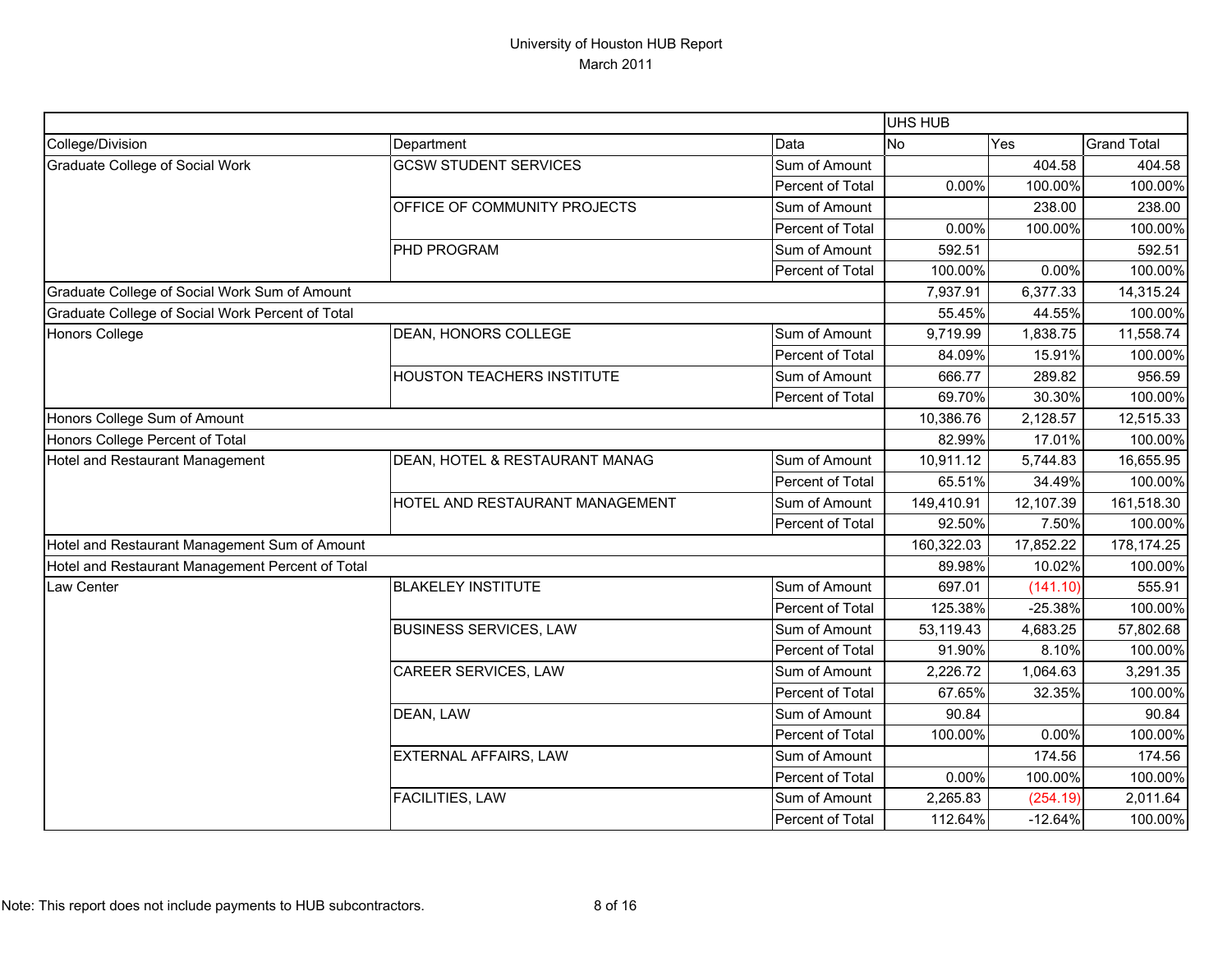# University of Houston HUB Report
March 2011

| College/Division | Department | Data | UHS HUB No | Yes | Grand Total |
|---|---|---|---|---|---|
| Graduate College of Social Work | GCSW STUDENT SERVICES | Sum of Amount | | 404.58 | 404.58 |
| | | Percent of Total | 0.00% | 100.00% | 100.00% |
| | OFFICE OF COMMUNITY PROJECTS | Sum of Amount | | 238.00 | 238.00 |
| | | Percent of Total | 0.00% | 100.00% | 100.00% |
| | PHD PROGRAM | Sum of Amount | 592.51 | | 592.51 |
| | | Percent of Total | 100.00% | 0.00% | 100.00% |
| Graduate College of Social Work Sum of Amount | | | 7,937.91 | 6,377.33 | 14,315.24 |
| Graduate College of Social Work Percent of Total | | | 55.45% | 44.55% | 100.00% |
| Honors College | DEAN, HONORS COLLEGE | Sum of Amount | 9,719.99 | 1,838.75 | 11,558.74 |
| | | Percent of Total | 84.09% | 15.91% | 100.00% |
| | HOUSTON TEACHERS INSTITUTE | Sum of Amount | 666.77 | 289.82 | 956.59 |
| | | Percent of Total | 69.70% | 30.30% | 100.00% |
| Honors College Sum of Amount | | | 10,386.76 | 2,128.57 | 12,515.33 |
| Honors College Percent of Total | | | 82.99% | 17.01% | 100.00% |
| Hotel and Restaurant Management | DEAN, HOTEL & RESTAURANT MANAG | Sum of Amount | 10,911.12 | 5,744.83 | 16,655.95 |
| | | Percent of Total | 65.51% | 34.49% | 100.00% |
| | HOTEL AND RESTAURANT MANAGEMENT | Sum of Amount | 149,410.91 | 12,107.39 | 161,518.30 |
| | | Percent of Total | 92.50% | 7.50% | 100.00% |
| Hotel and Restaurant Management Sum of Amount | | | 160,322.03 | 17,852.22 | 178,174.25 |
| Hotel and Restaurant Management Percent of Total | | | 89.98% | 10.02% | 100.00% |
| Law Center | BLAKELEY INSTITUTE | Sum of Amount | 697.01 | (141.10) | 555.91 |
| | | Percent of Total | 125.38% | -25.38% | 100.00% |
| | BUSINESS SERVICES, LAW | Sum of Amount | 53,119.43 | 4,683.25 | 57,802.68 |
| | | Percent of Total | 91.90% | 8.10% | 100.00% |
| | CAREER SERVICES, LAW | Sum of Amount | 2,226.72 | 1,064.63 | 3,291.35 |
| | | Percent of Total | 67.65% | 32.35% | 100.00% |
| | DEAN, LAW | Sum of Amount | 90.84 | | 90.84 |
| | | Percent of Total | 100.00% | 0.00% | 100.00% |
| | EXTERNAL AFFAIRS, LAW | Sum of Amount | | 174.56 | 174.56 |
| | | Percent of Total | 0.00% | 100.00% | 100.00% |
| | FACILITIES, LAW | Sum of Amount | 2,265.83 | (254.19) | 2,011.64 |
| | | Percent of Total | 112.64% | -12.64% | 100.00% |

Note: This report does not include payments to HUB subcontractors.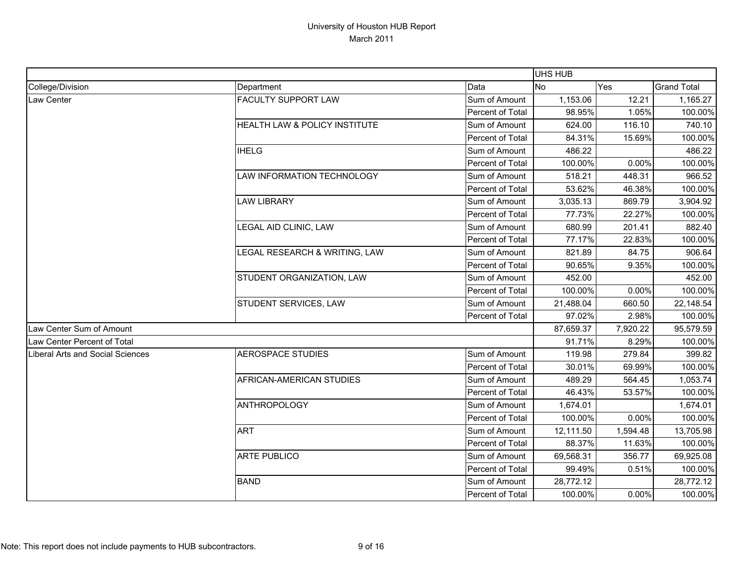# University of Houston HUB Report
March 2011

| | | | UHS HUB | | |
|---|---|---|---|---|---|
| College/Division | Department | Data | No | Yes | Grand Total |
| Law Center | FACULTY SUPPORT LAW | Sum of Amount | 1,153.06 | 12.21 | 1,165.27 |
| | | Percent of Total | 98.95% | 1.05% | 100.00% |
| | HEALTH LAW & POLICY INSTITUTE | Sum of Amount | 624.00 | 116.10 | 740.10 |
| | | Percent of Total | 84.31% | 15.69% | 100.00% |
| | IHELG | Sum of Amount | 486.22 | | 486.22 |
| | | Percent of Total | 100.00% | 0.00% | 100.00% |
| | LAW INFORMATION TECHNOLOGY | Sum of Amount | 518.21 | 448.31 | 966.52 |
| | | Percent of Total | 53.62% | 46.38% | 100.00% |
| | LAW LIBRARY | Sum of Amount | 3,035.13 | 869.79 | 3,904.92 |
| | | Percent of Total | 77.73% | 22.27% | 100.00% |
| | LEGAL AID CLINIC, LAW | Sum of Amount | 680.99 | 201.41 | 882.40 |
| | | Percent of Total | 77.17% | 22.83% | 100.00% |
| | LEGAL RESEARCH & WRITING, LAW | Sum of Amount | 821.89 | 84.75 | 906.64 |
| | | Percent of Total | 90.65% | 9.35% | 100.00% |
| | STUDENT ORGANIZATION, LAW | Sum of Amount | 452.00 | | 452.00 |
| | | Percent of Total | 100.00% | 0.00% | 100.00% |
| | STUDENT SERVICES, LAW | Sum of Amount | 21,488.04 | 660.50 | 22,148.54 |
| | | Percent of Total | 97.02% | 2.98% | 100.00% |
| Law Center Sum of Amount | | | 87,659.37 | 7,920.22 | 95,579.59 |
| Law Center Percent of Total | | | 91.71% | 8.29% | 100.00% |
| Liberal Arts and Social Sciences | AEROSPACE STUDIES | Sum of Amount | 119.98 | 279.84 | 399.82 |
| | | Percent of Total | 30.01% | 69.99% | 100.00% |
| | AFRICAN-AMERICAN STUDIES | Sum of Amount | 489.29 | 564.45 | 1,053.74 |
| | | Percent of Total | 46.43% | 53.57% | 100.00% |
| | ANTHROPOLOGY | Sum of Amount | 1,674.01 | | 1,674.01 |
| | | Percent of Total | 100.00% | 0.00% | 100.00% |
| | ART | Sum of Amount | 12,111.50 | 1,594.48 | 13,705.98 |
| | | Percent of Total | 88.37% | 11.63% | 100.00% |
| | ARTE PUBLICO | Sum of Amount | 69,568.31 | 356.77 | 69,925.08 |
| | | Percent of Total | 99.49% | 0.51% | 100.00% |
| | BAND | Sum of Amount | 28,772.12 | | 28,772.12 |
| | | Percent of Total | 100.00% | 0.00% | 100.00% |

Note: This report does not include payments to HUB subcontractors.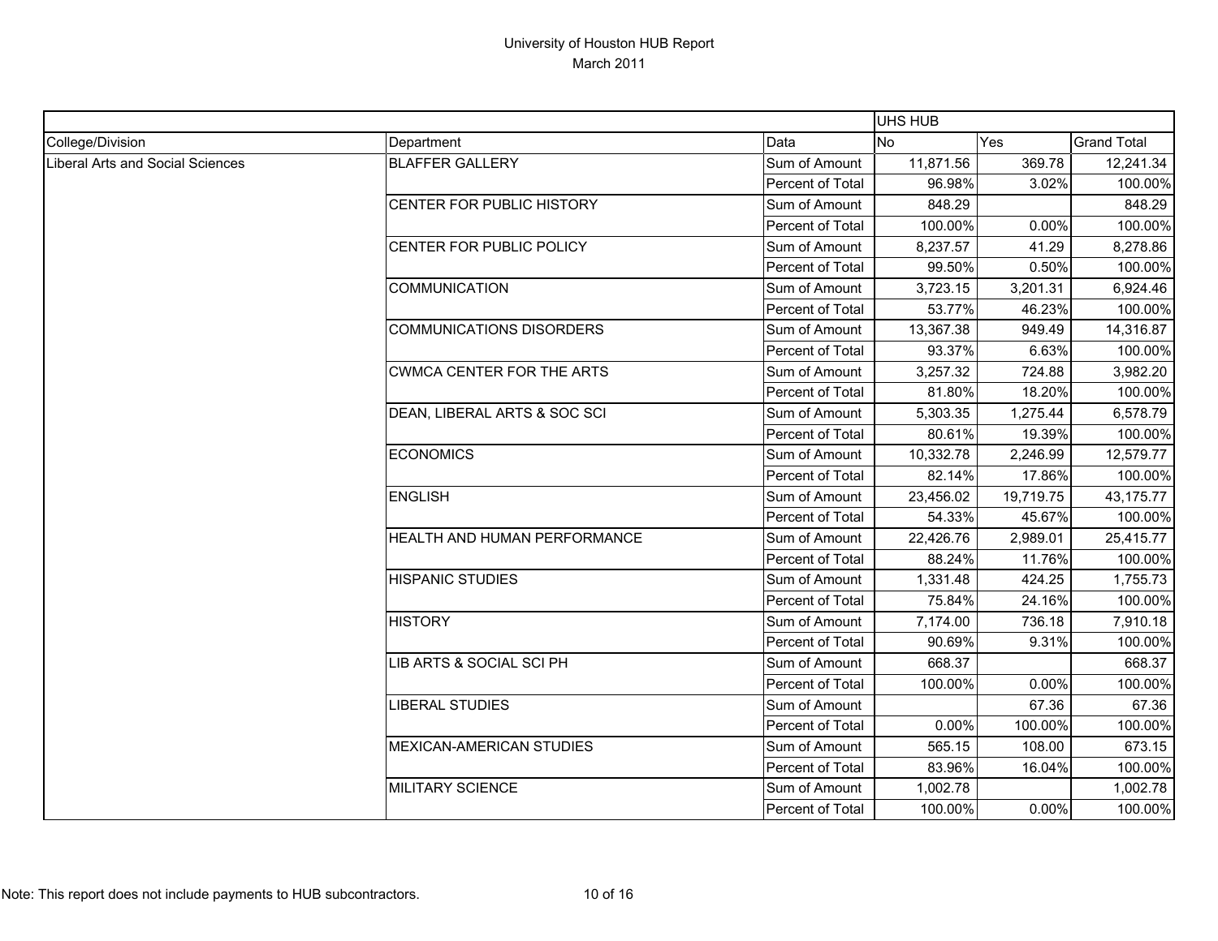# University of Houston HUB Report

March 2011

| | | | UHS HUB | | |
|---|---|---|---|---|---|
| College/Division | Department | Data | No | Yes | Grand Total |
| Liberal Arts and Social Sciences | BLAFFER GALLERY | Sum of Amount | 11,871.56 | 369.78 | 12,241.34 |
| | | Percent of Total | 96.98% | 3.02% | 100.00% |
| | CENTER FOR PUBLIC HISTORY | Sum of Amount | 848.29 | | 848.29 |
| | | Percent of Total | 100.00% | 0.00% | 100.00% |
| | CENTER FOR PUBLIC POLICY | Sum of Amount | 8,237.57 | 41.29 | 8,278.86 |
| | | Percent of Total | 99.50% | 0.50% | 100.00% |
| | COMMUNICATION | Sum of Amount | 3,723.15 | 3,201.31 | 6,924.46 |
| | | Percent of Total | 53.77% | 46.23% | 100.00% |
| | COMMUNICATIONS DISORDERS | Sum of Amount | 13,367.38 | 949.49 | 14,316.87 |
| | | Percent of Total | 93.37% | 6.63% | 100.00% |
| | CWMCA CENTER FOR THE ARTS | Sum of Amount | 3,257.32 | 724.88 | 3,982.20 |
| | | Percent of Total | 81.80% | 18.20% | 100.00% |
| | DEAN, LIBERAL ARTS & SOC SCI | Sum of Amount | 5,303.35 | 1,275.44 | 6,578.79 |
| | | Percent of Total | 80.61% | 19.39% | 100.00% |
| | ECONOMICS | Sum of Amount | 10,332.78 | 2,246.99 | 12,579.77 |
| | | Percent of Total | 82.14% | 17.86% | 100.00% |
| | ENGLISH | Sum of Amount | 23,456.02 | 19,719.75 | 43,175.77 |
| | | Percent of Total | 54.33% | 45.67% | 100.00% |
| | HEALTH AND HUMAN PERFORMANCE | Sum of Amount | 22,426.76 | 2,989.01 | 25,415.77 |
| | | Percent of Total | 88.24% | 11.76% | 100.00% |
| | HISPANIC STUDIES | Sum of Amount | 1,331.48 | 424.25 | 1,755.73 |
| | | Percent of Total | 75.84% | 24.16% | 100.00% |
| | HISTORY | Sum of Amount | 7,174.00 | 736.18 | 7,910.18 |
| | | Percent of Total | 90.69% | 9.31% | 100.00% |
| | LIB ARTS & SOCIAL SCI PH | Sum of Amount | 668.37 | | 668.37 |
| | | Percent of Total | 100.00% | 0.00% | 100.00% |
| | LIBERAL STUDIES | Sum of Amount | | 67.36 | 67.36 |
| | | Percent of Total | 0.00% | 100.00% | 100.00% |
| | MEXICAN-AMERICAN STUDIES | Sum of Amount | 565.15 | 108.00 | 673.15 |
| | | Percent of Total | 83.96% | 16.04% | 100.00% |
| | MILITARY SCIENCE | Sum of Amount | 1,002.78 | | 1,002.78 |
| | | Percent of Total | 100.00% | 0.00% | 100.00% |

Note: This report does not include payments to HUB subcontractors.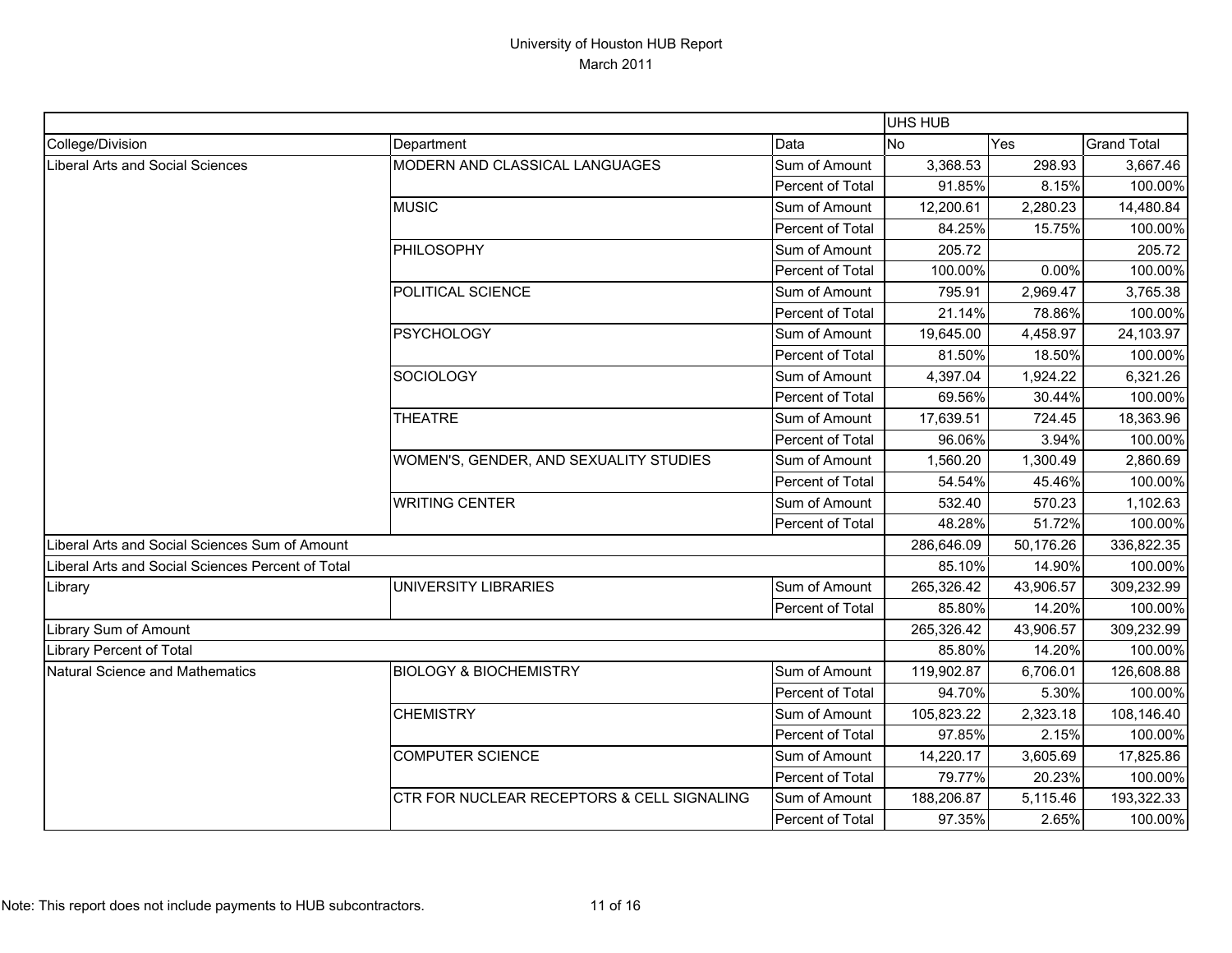# University of Houston HUB Report
March 2011

| | | | UHS HUB | | |
|---|---|---|---|---|---|
| College/Division | Department | Data | No | Yes | Grand Total |
| Liberal Arts and Social Sciences | MODERN AND CLASSICAL LANGUAGES | Sum of Amount | 3,368.53 | 298.93 | 3,667.46 |
| | | Percent of Total | 91.85% | 8.15% | 100.00% |
| | MUSIC | Sum of Amount | 12,200.61 | 2,280.23 | 14,480.84 |
| | | Percent of Total | 84.25% | 15.75% | 100.00% |
| | PHILOSOPHY | Sum of Amount | 205.72 | | 205.72 |
| | | Percent of Total | 100.00% | 0.00% | 100.00% |
| | POLITICAL SCIENCE | Sum of Amount | 795.91 | 2,969.47 | 3,765.38 |
| | | Percent of Total | 21.14% | 78.86% | 100.00% |
| | PSYCHOLOGY | Sum of Amount | 19,645.00 | 4,458.97 | 24,103.97 |
| | | Percent of Total | 81.50% | 18.50% | 100.00% |
| | SOCIOLOGY | Sum of Amount | 4,397.04 | 1,924.22 | 6,321.26 |
| | | Percent of Total | 69.56% | 30.44% | 100.00% |
| | THEATRE | Sum of Amount | 17,639.51 | 724.45 | 18,363.96 |
| | | Percent of Total | 96.06% | 3.94% | 100.00% |
| | WOMEN'S, GENDER, AND SEXUALITY STUDIES | Sum of Amount | 1,560.20 | 1,300.49 | 2,860.69 |
| | | Percent of Total | 54.54% | 45.46% | 100.00% |
| | WRITING CENTER | Sum of Amount | 532.40 | 570.23 | 1,102.63 |
| | | Percent of Total | 48.28% | 51.72% | 100.00% |
| Liberal Arts and Social Sciences Sum of Amount | | | 286,646.09 | 50,176.26 | 336,822.35 |
| Liberal Arts and Social Sciences Percent of Total | | | 85.10% | 14.90% | 100.00% |
| Library | UNIVERSITY LIBRARIES | Sum of Amount | 265,326.42 | 43,906.57 | 309,232.99 |
| | | Percent of Total | 85.80% | 14.20% | 100.00% |
| Library Sum of Amount | | | 265,326.42 | 43,906.57 | 309,232.99 |
| Library Percent of Total | | | 85.80% | 14.20% | 100.00% |
| Natural Science and Mathematics | BIOLOGY & BIOCHEMISTRY | Sum of Amount | 119,902.87 | 6,706.01 | 126,608.88 |
| | | Percent of Total | 94.70% | 5.30% | 100.00% |
| | CHEMISTRY | Sum of Amount | 105,823.22 | 2,323.18 | 108,146.40 |
| | | Percent of Total | 97.85% | 2.15% | 100.00% |
| | COMPUTER SCIENCE | Sum of Amount | 14,220.17 | 3,605.69 | 17,825.86 |
| | | Percent of Total | 79.77% | 20.23% | 100.00% |
| | CTR FOR NUCLEAR RECEPTORS & CELL SIGNALING | Sum of Amount | 188,206.87 | 5,115.46 | 193,322.33 |
| | | Percent of Total | 97.35% | 2.65% | 100.00% |

Note: This report does not include payments to HUB subcontractors.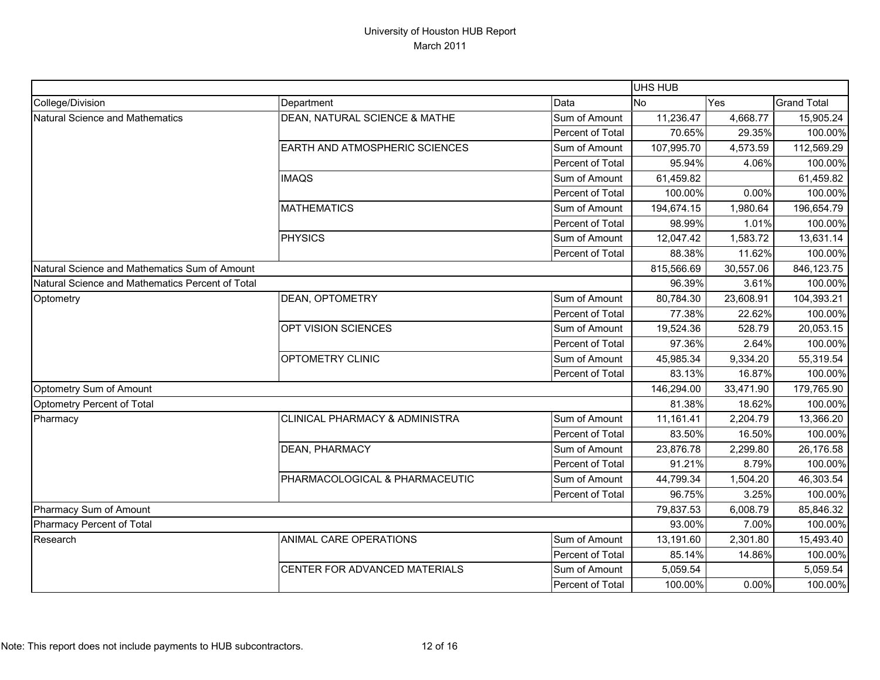# University of Houston HUB Report

March 2011

| | | | UHS HUB | | |
|---|---|---|---|---|---|
| College/Division | Department | Data | No | Yes | Grand Total |
| Natural Science and Mathematics | DEAN, NATURAL SCIENCE & MATHE | Sum of Amount | 11,236.47 | 4,668.77 | 15,905.24 |
| | | Percent of Total | 70.65% | 29.35% | 100.00% |
| | EARTH AND ATMOSPHERIC SCIENCES | Sum of Amount | 107,995.70 | 4,573.59 | 112,569.29 |
| | | Percent of Total | 95.94% | 4.06% | 100.00% |
| | IMAQS | Sum of Amount | 61,459.82 | | 61,459.82 |
| | | Percent of Total | 100.00% | 0.00% | 100.00% |
| | MATHEMATICS | Sum of Amount | 194,674.15 | 1,980.64 | 196,654.79 |
| | | Percent of Total | 98.99% | 1.01% | 100.00% |
| | PHYSICS | Sum of Amount | 12,047.42 | 1,583.72 | 13,631.14 |
| | | Percent of Total | 88.38% | 11.62% | 100.00% |
| Natural Science and Mathematics Sum of Amount | | | 815,566.69 | 30,557.06 | 846,123.75 |
| Natural Science and Mathematics Percent of Total | | | 96.39% | 3.61% | 100.00% |
| Optometry | DEAN, OPTOMETRY | Sum of Amount | 80,784.30 | 23,608.91 | 104,393.21 |
| | | Percent of Total | 77.38% | 22.62% | 100.00% |
| | OPT VISION SCIENCES | Sum of Amount | 19,524.36 | 528.79 | 20,053.15 |
| | | Percent of Total | 97.36% | 2.64% | 100.00% |
| | OPTOMETRY CLINIC | Sum of Amount | 45,985.34 | 9,334.20 | 55,319.54 |
| | | Percent of Total | 83.13% | 16.87% | 100.00% |
| Optometry Sum of Amount | | | 146,294.00 | 33,471.90 | 179,765.90 |
| Optometry Percent of Total | | | 81.38% | 18.62% | 100.00% |
| Pharmacy | CLINICAL PHARMACY & ADMINISTRA | Sum of Amount | 11,161.41 | 2,204.79 | 13,366.20 |
| | | Percent of Total | 83.50% | 16.50% | 100.00% |
| | DEAN, PHARMACY | Sum of Amount | 23,876.78 | 2,299.80 | 26,176.58 |
| | | Percent of Total | 91.21% | 8.79% | 100.00% |
| | PHARMACOLOGICAL & PHARMACEUTIC | Sum of Amount | 44,799.34 | 1,504.20 | 46,303.54 |
| | | Percent of Total | 96.75% | 3.25% | 100.00% |
| Pharmacy Sum of Amount | | | 79,837.53 | 6,008.79 | 85,846.32 |
| Pharmacy Percent of Total | | | 93.00% | 7.00% | 100.00% |
| Research | ANIMAL CARE OPERATIONS | Sum of Amount | 13,191.60 | 2,301.80 | 15,493.40 |
| | | Percent of Total | 85.14% | 14.86% | 100.00% |
| | CENTER FOR ADVANCED MATERIALS | Sum of Amount | 5,059.54 | | 5,059.54 |
| | | Percent of Total | 100.00% | 0.00% | 100.00% |

Note: This report does not include payments to HUB subcontractors.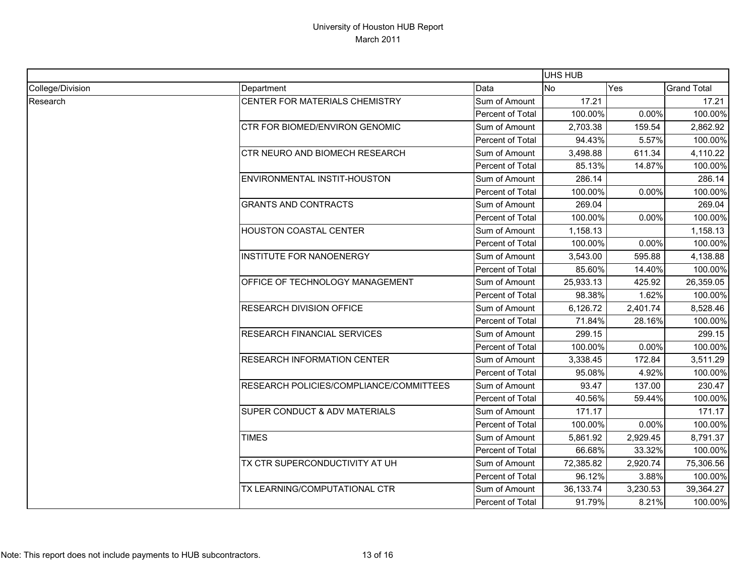# University of Houston HUB Report

March 2011

| | | | UHS HUB | | |
|---|---|---|---|---|---|
| College/Division | Department | Data | No | Yes | Grand Total |
| Research | CENTER FOR MATERIALS CHEMISTRY | Sum of Amount | 17.21 | | 17.21 |
| | | Percent of Total | 100.00% | 0.00% | 100.00% |
| | CTR FOR BIOMED/ENVIRON GENOMIC | Sum of Amount | 2,703.38 | 159.54 | 2,862.92 |
| | | Percent of Total | 94.43% | 5.57% | 100.00% |
| | CTR NEURO AND BIOMECH RESEARCH | Sum of Amount | 3,498.88 | 611.34 | 4,110.22 |
| | | Percent of Total | 85.13% | 14.87% | 100.00% |
| | ENVIRONMENTAL INSTIT-HOUSTON | Sum of Amount | 286.14 | | 286.14 |
| | | Percent of Total | 100.00% | 0.00% | 100.00% |
| | GRANTS AND CONTRACTS | Sum of Amount | 269.04 | | 269.04 |
| | | Percent of Total | 100.00% | 0.00% | 100.00% |
| | HOUSTON COASTAL CENTER | Sum of Amount | 1,158.13 | | 1,158.13 |
| | | Percent of Total | 100.00% | 0.00% | 100.00% |
| | INSTITUTE FOR NANOENERGY | Sum of Amount | 3,543.00 | 595.88 | 4,138.88 |
| | | Percent of Total | 85.60% | 14.40% | 100.00% |
| | OFFICE OF TECHNOLOGY MANAGEMENT | Sum of Amount | 25,933.13 | 425.92 | 26,359.05 |
| | | Percent of Total | 98.38% | 1.62% | 100.00% |
| | RESEARCH DIVISION OFFICE | Sum of Amount | 6,126.72 | 2,401.74 | 8,528.46 |
| | | Percent of Total | 71.84% | 28.16% | 100.00% |
| | RESEARCH FINANCIAL SERVICES | Sum of Amount | 299.15 | | 299.15 |
| | | Percent of Total | 100.00% | 0.00% | 100.00% |
| | RESEARCH INFORMATION CENTER | Sum of Amount | 3,338.45 | 172.84 | 3,511.29 |
| | | Percent of Total | 95.08% | 4.92% | 100.00% |
| | RESEARCH POLICIES/COMPLIANCE/COMMITTEES | Sum of Amount | 93.47 | 137.00 | 230.47 |
| | | Percent of Total | 40.56% | 59.44% | 100.00% |
| | SUPER CONDUCT & ADV MATERIALS | Sum of Amount | 171.17 | | 171.17 |
| | | Percent of Total | 100.00% | 0.00% | 100.00% |
| | TIMES | Sum of Amount | 5,861.92 | 2,929.45 | 8,791.37 |
| | | Percent of Total | 66.68% | 33.32% | 100.00% |
| | TX CTR SUPERCONDUCTIVITY AT UH | Sum of Amount | 72,385.82 | 2,920.74 | 75,306.56 |
| | | Percent of Total | 96.12% | 3.88% | 100.00% |
| | TX LEARNING/COMPUTATIONAL CTR | Sum of Amount | 36,133.74 | 3,230.53 | 39,364.27 |
| | | Percent of Total | 91.79% | 8.21% | 100.00% |

Note: This report does not include payments to HUB subcontractors.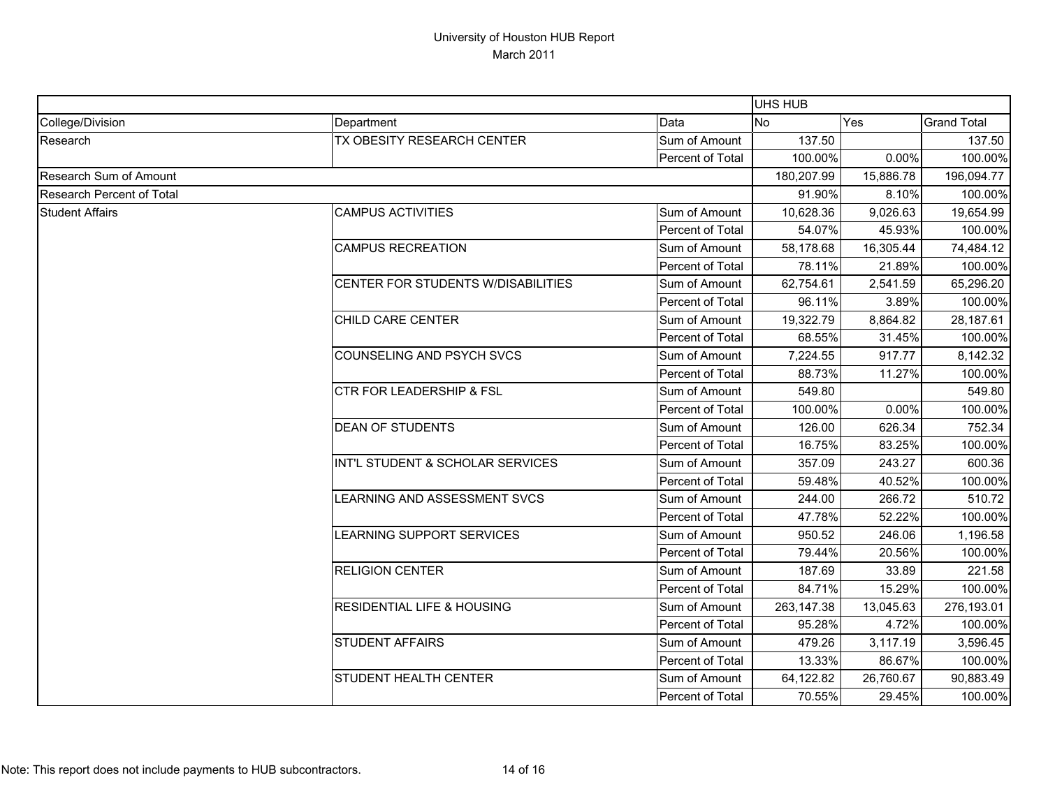# University of Houston HUB Report
March 2011

| | | | UHS HUB | | |
|---|---|---|---|---|---|
| College/Division | Department | Data | No | Yes | Grand Total |
| Research | TX OBESITY RESEARCH CENTER | Sum of Amount | 137.50 | | 137.50 |
| | | Percent of Total | 100.00% | 0.00% | 100.00% |
| Research Sum of Amount | | | 180,207.99 | 15,886.78 | 196,094.77 |
| Research Percent of Total | | | 91.90% | 8.10% | 100.00% |
| Student Affairs | CAMPUS ACTIVITIES | Sum of Amount | 10,628.36 | 9,026.63 | 19,654.99 |
| | | Percent of Total | 54.07% | 45.93% | 100.00% |
| | CAMPUS RECREATION | Sum of Amount | 58,178.68 | 16,305.44 | 74,484.12 |
| | | Percent of Total | 78.11% | 21.89% | 100.00% |
| | CENTER FOR STUDENTS W/DISABILITIES | Sum of Amount | 62,754.61 | 2,541.59 | 65,296.20 |
| | | Percent of Total | 96.11% | 3.89% | 100.00% |
| | CHILD CARE CENTER | Sum of Amount | 19,322.79 | 8,864.82 | 28,187.61 |
| | | Percent of Total | 68.55% | 31.45% | 100.00% |
| | COUNSELING AND PSYCH SVCS | Sum of Amount | 7,224.55 | 917.77 | 8,142.32 |
| | | Percent of Total | 88.73% | 11.27% | 100.00% |
| | CTR FOR LEADERSHIP & FSL | Sum of Amount | 549.80 | | 549.80 |
| | | Percent of Total | 100.00% | 0.00% | 100.00% |
| | DEAN OF STUDENTS | Sum of Amount | 126.00 | 626.34 | 752.34 |
| | | Percent of Total | 16.75% | 83.25% | 100.00% |
| | INT'L STUDENT & SCHOLAR SERVICES | Sum of Amount | 357.09 | 243.27 | 600.36 |
| | | Percent of Total | 59.48% | 40.52% | 100.00% |
| | LEARNING AND ASSESSMENT SVCS | Sum of Amount | 244.00 | 266.72 | 510.72 |
| | | Percent of Total | 47.78% | 52.22% | 100.00% |
| | LEARNING SUPPORT SERVICES | Sum of Amount | 950.52 | 246.06 | 1,196.58 |
| | | Percent of Total | 79.44% | 20.56% | 100.00% |
| | RELIGION CENTER | Sum of Amount | 187.69 | 33.89 | 221.58 |
| | | Percent of Total | 84.71% | 15.29% | 100.00% |
| | RESIDENTIAL LIFE & HOUSING | Sum of Amount | 263,147.38 | 13,045.63 | 276,193.01 |
| | | Percent of Total | 95.28% | 4.72% | 100.00% |
| | STUDENT AFFAIRS | Sum of Amount | 479.26 | 3,117.19 | 3,596.45 |
| | | Percent of Total | 13.33% | 86.67% | 100.00% |
| | STUDENT HEALTH CENTER | Sum of Amount | 64,122.82 | 26,760.67 | 90,883.49 |
| | | Percent of Total | 70.55% | 29.45% | 100.00% |

Note: This report does not include payments to HUB subcontractors.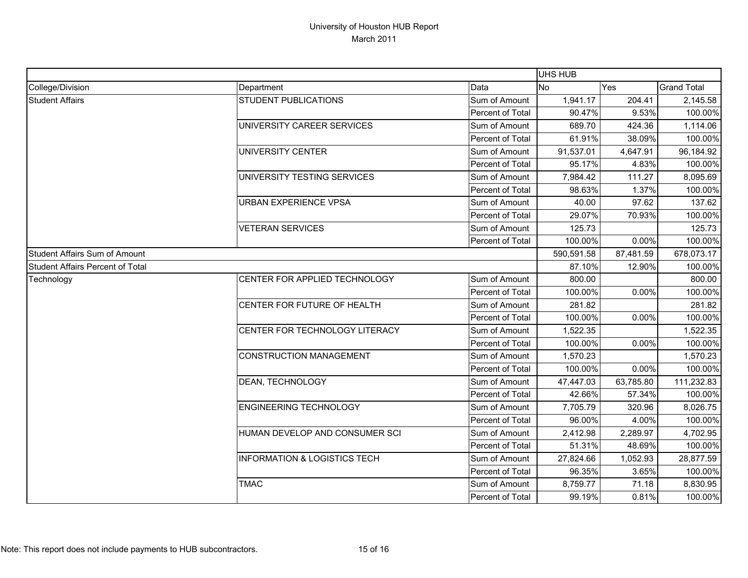# University of Houston HUB Report
## March 2011

| | | | UHS HUB | | |
|---|---|---|---|---|---|
| College/Division | Department | Data | No | Yes | Grand Total |
| Student Affairs | STUDENT PUBLICATIONS | Sum of Amount | 1,941.17 | 204.41 | 2,145.58 |
| | | Percent of Total | 90.47% | 9.53% | 100.00% |
| | UNIVERSITY CAREER SERVICES | Sum of Amount | 689.70 | 424.36 | 1,114.06 |
| | | Percent of Total | 61.91% | 38.09% | 100.00% |
| | UNIVERSITY CENTER | Sum of Amount | 91,537.01 | 4,647.91 | 96,184.92 |
| | | Percent of Total | 95.17% | 4.83% | 100.00% |
| | UNIVERSITY TESTING SERVICES | Sum of Amount | 7,984.42 | 111.27 | 8,095.69 |
| | | Percent of Total | 98.63% | 1.37% | 100.00% |
| | URBAN EXPERIENCE VPSA | Sum of Amount | 40.00 | 97.62 | 137.62 |
| | | Percent of Total | 29.07% | 70.93% | 100.00% |
| | VETERAN SERVICES | Sum of Amount | 125.73 | | 125.73 |
| | | Percent of Total | 100.00% | 0.00% | 100.00% |
| Student Affairs Sum of Amount | | | 590,591.58 | 87,481.59 | 678,073.17 |
| Student Affairs Percent of Total | | | 87.10% | 12.90% | 100.00% |
| Technology | CENTER FOR APPLIED TECHNOLOGY | Sum of Amount | 800.00 | | 800.00 |
| | | Percent of Total | 100.00% | 0.00% | 100.00% |
| | CENTER FOR FUTURE OF HEALTH | Sum of Amount | 281.82 | | 281.82 |
| | | Percent of Total | 100.00% | 0.00% | 100.00% |
| | CENTER FOR TECHNOLOGY LITERACY | Sum of Amount | 1,522.35 | | 1,522.35 |
| | | Percent of Total | 100.00% | 0.00% | 100.00% |
| | CONSTRUCTION MANAGEMENT | Sum of Amount | 1,570.23 | | 1,570.23 |
| | | Percent of Total | 100.00% | 0.00% | 100.00% |
| | DEAN, TECHNOLOGY | Sum of Amount | 47,447.03 | 63,785.80 | 111,232.83 |
| | | Percent of Total | 42.66% | 57.34% | 100.00% |
| | ENGINEERING TECHNOLOGY | Sum of Amount | 7,705.79 | 320.96 | 8,026.75 |
| | | Percent of Total | 96.00% | 4.00% | 100.00% |
| | HUMAN DEVELOP AND CONSUMER SCI | Sum of Amount | 2,412.98 | 2,289.97 | 4,702.95 |
| | | Percent of Total | 51.31% | 48.69% | 100.00% |
| | INFORMATION & LOGISTICS TECH | Sum of Amount | 27,824.66 | 1,052.93 | 28,877.59 |
| | | Percent of Total | 96.35% | 3.65% | 100.00% |
| | TMAC | Sum of Amount | 8,759.77 | 71.18 | 8,830.95 |
| | | Percent of Total | 99.19% | 0.81% | 100.00% |

Note: This report does not include payments to HUB subcontractors.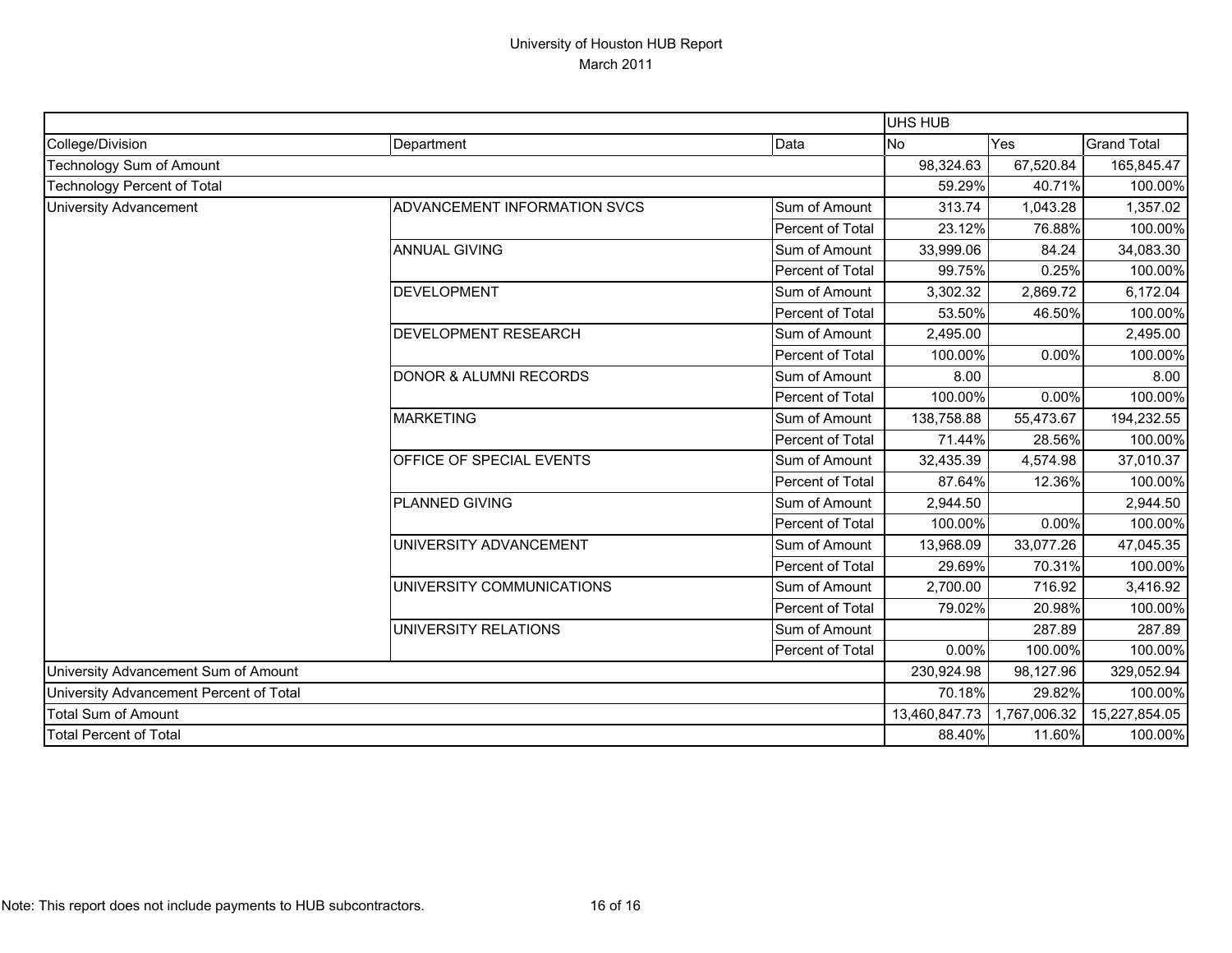# University of Houston HUB Report

March 2011

| | | | UHS HUB | | |
|---|---|---|---|---|---|
| College/Division | Department | Data | No | Yes | Grand Total |
| Technology Sum of Amount | | | 98,324.63 | 67,520.84 | 165,845.47 |
| Technology Percent of Total | | | 59.29% | 40.71% | 100.00% |
| University Advancement | ADVANCEMENT INFORMATION SVCS | Sum of Amount | 313.74 | 1,043.28 | 1,357.02 |
| | | Percent of Total | 23.12% | 76.88% | 100.00% |
| | ANNUAL GIVING | Sum of Amount | 33,999.06 | 84.24 | 34,083.30 |
| | | Percent of Total | 99.75% | 0.25% | 100.00% |
| | DEVELOPMENT | Sum of Amount | 3,302.32 | 2,869.72 | 6,172.04 |
| | | Percent of Total | 53.50% | 46.50% | 100.00% |
| | DEVELOPMENT RESEARCH | Sum of Amount | 2,495.00 | | 2,495.00 |
| | | Percent of Total | 100.00% | 0.00% | 100.00% |
| | DONOR & ALUMNI RECORDS | Sum of Amount | 8.00 | | 8.00 |
| | | Percent of Total | 100.00% | 0.00% | 100.00% |
| | MARKETING | Sum of Amount | 138,758.88 | 55,473.67 | 194,232.55 |
| | | Percent of Total | 71.44% | 28.56% | 100.00% |
| | OFFICE OF SPECIAL EVENTS | Sum of Amount | 32,435.39 | 4,574.98 | 37,010.37 |
| | | Percent of Total | 87.64% | 12.36% | 100.00% |
| | PLANNED GIVING | Sum of Amount | 2,944.50 | | 2,944.50 |
| | | Percent of Total | 100.00% | 0.00% | 100.00% |
| | UNIVERSITY ADVANCEMENT | Sum of Amount | 13,968.09 | 33,077.26 | 47,045.35 |
| | | Percent of Total | 29.69% | 70.31% | 100.00% |
| | UNIVERSITY COMMUNICATIONS | Sum of Amount | 2,700.00 | 716.92 | 3,416.92 |
| | | Percent of Total | 79.02% | 20.98% | 100.00% |
| | UNIVERSITY RELATIONS | Sum of Amount | | 287.89 | 287.89 |
| | | Percent of Total | 0.00% | 100.00% | 100.00% |
| University Advancement Sum of Amount | | | 230,924.98 | 98,127.96 | 329,052.94 |
| University Advancement Percent of Total | | | 70.18% | 29.82% | 100.00% |
| Total Sum of Amount | | | 13,460,847.73 | 1,767,006.32 | 15,227,854.05 |
| Total Percent of Total | | | 88.40% | 11.60% | 100.00% |

Note: This report does not include payments to HUB subcontractors.